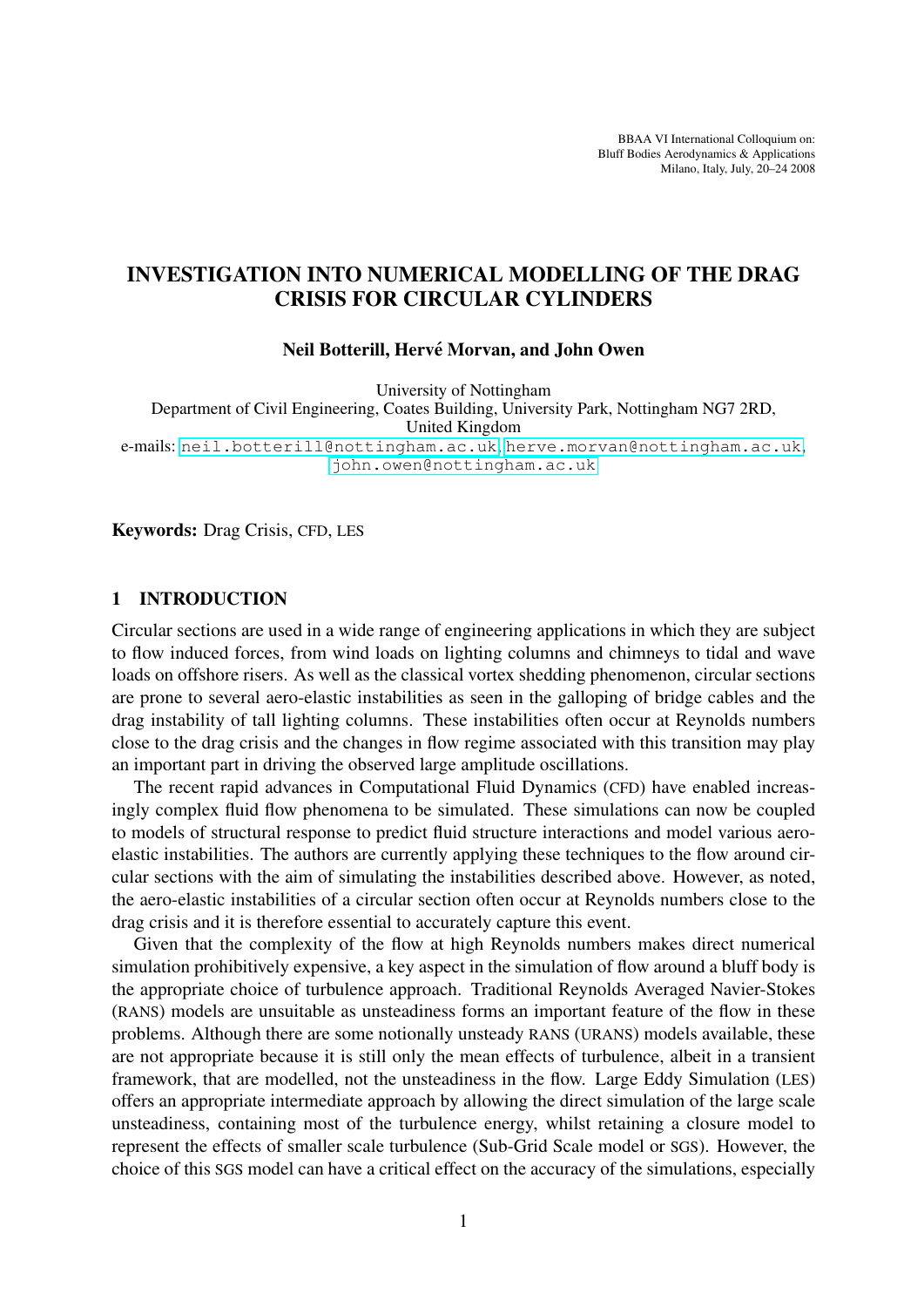BBAA VI International Colloquium on:
Bluff Bodies Aerodynamics & Applications
Milano, Italy, July, 20–24 2008

# INVESTIGATION INTO NUMERICAL MODELLING OF THE DRAG CRISIS FOR CIRCULAR CYLINDERS

**Neil Botterill, Hervé Morvan, and John Owen**

University of Nottingham
Department of Civil Engineering, Coates Building, University Park, Nottingham NG7 2RD, United Kingdom
e-mails: neil.botterill@nottingham.ac.uk, herve.morvan@nottingham.ac.uk, john.owen@nottingham.ac.uk

**Keywords:** Drag Crisis, CFD, LES

## 1 INTRODUCTION

Circular sections are used in a wide range of engineering applications in which they are subject to flow induced forces, from wind loads on lighting columns and chimneys to tidal and wave loads on offshore risers. As well as the classical vortex shedding phenomenon, circular sections are prone to several aero-elastic instabilities as seen in the galloping of bridge cables and the drag instability of tall lighting columns. These instabilities often occur at Reynolds numbers close to the drag crisis and the changes in flow regime associated with this transition may play an important part in driving the observed large amplitude oscillations.

The recent rapid advances in Computational Fluid Dynamics (CFD) have enabled increasingly complex fluid flow phenomena to be simulated. These simulations can now be coupled to models of structural response to predict fluid structure interactions and model various aero-elastic instabilities. The authors are currently applying these techniques to the flow around circular sections with the aim of simulating the instabilities described above. However, as noted, the aero-elastic instabilities of a circular section often occur at Reynolds numbers close to the drag crisis and it is therefore essential to accurately capture this event.

Given that the complexity of the flow at high Reynolds numbers makes direct numerical simulation prohibitively expensive, a key aspect in the simulation of flow around a bluff body is the appropriate choice of turbulence approach. Traditional Reynolds Averaged Navier-Stokes (RANS) models are unsuitable as unsteadiness forms an important feature of the flow in these problems. Although there are some notionally unsteady RANS (URANS) models available, these are not appropriate because it is still only the mean effects of turbulence, albeit in a transient framework, that are modelled, not the unsteadiness in the flow. Large Eddy Simulation (LES) offers an appropriate intermediate approach by allowing the direct simulation of the large scale unsteadiness, containing most of the turbulence energy, whilst retaining a closure model to represent the effects of smaller scale turbulence (Sub-Grid Scale model or SGS). However, the choice of this SGS model can have a critical effect on the accuracy of the simulations, especially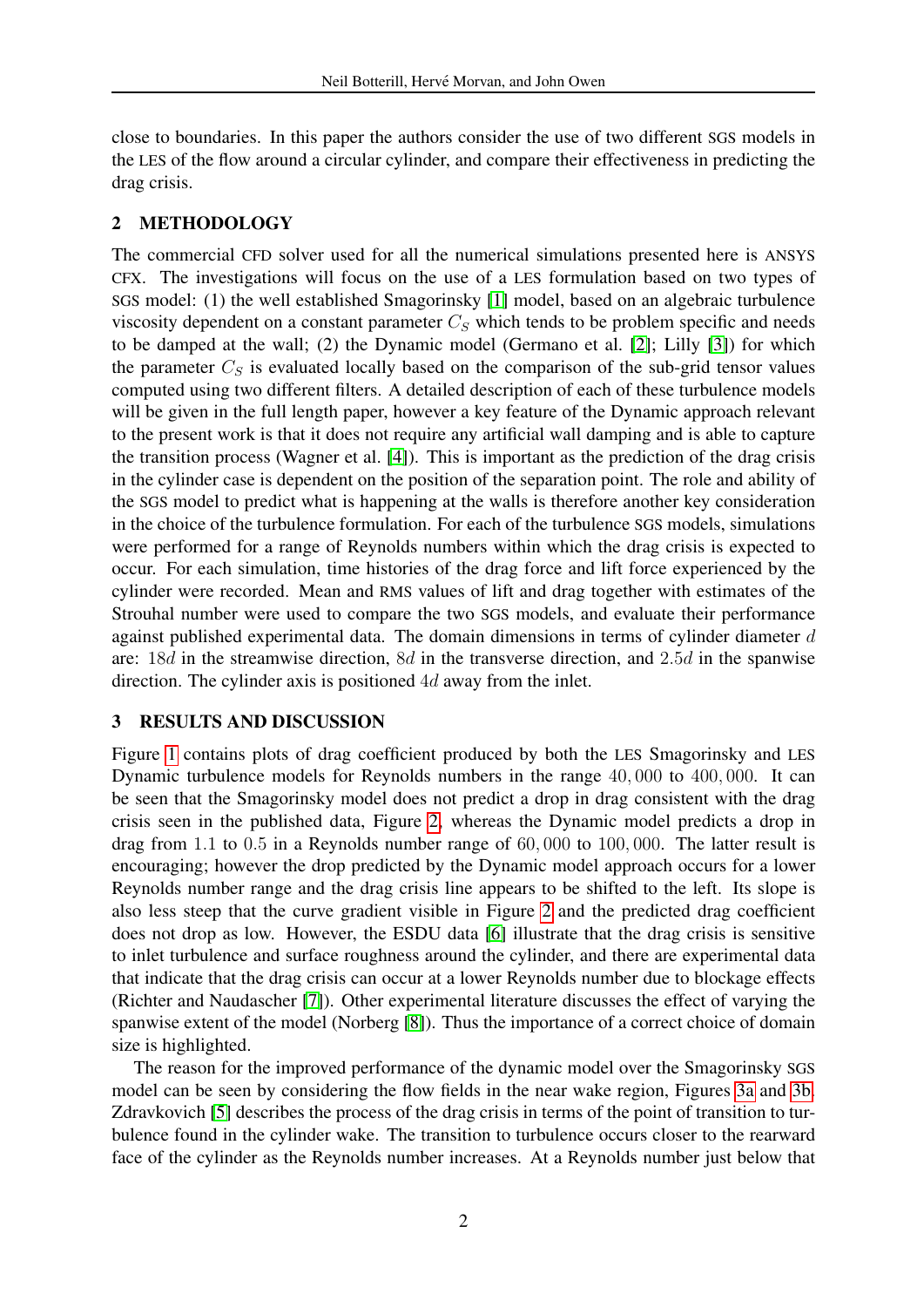close to boundaries. In this paper the authors consider the use of two different SGS models in the LES of the flow around a circular cylinder, and compare their effectiveness in predicting the drag crisis.

## 2 METHODOLOGY

The commercial CFD solver used for all the numerical simulations presented here is ANSYS CFX. The investigations will focus on the use of a LES formulation based on two types of SGS model: (1) the well established Smagorinsky [1] model, based on an algebraic turbulence viscosity dependent on a constant parameter $C_S$ which tends to be problem specific and needs to be damped at the wall; (2) the Dynamic model (Germano et al. [2]; Lilly [3]) for which the parameter $C_S$ is evaluated locally based on the comparison of the sub-grid tensor values computed using two different filters. A detailed description of each of these turbulence models will be given in the full length paper, however a key feature of the Dynamic approach relevant to the present work is that it does not require any artificial wall damping and is able to capture the transition process (Wagner et al. [4]). This is important as the prediction of the drag crisis in the cylinder case is dependent on the position of the separation point. The role and ability of the SGS model to predict what is happening at the walls is therefore another key consideration in the choice of the turbulence formulation. For each of the turbulence SGS models, simulations were performed for a range of Reynolds numbers within which the drag crisis is expected to occur. For each simulation, time histories of the drag force and lift force experienced by the cylinder were recorded. Mean and RMS values of lift and drag together with estimates of the Strouhal number were used to compare the two SGS models, and evaluate their performance against published experimental data. The domain dimensions in terms of cylinder diameter $d$ are: $18d$ in the streamwise direction, $8d$ in the transverse direction, and $2.5d$ in the spanwise direction. The cylinder axis is positioned $4d$ away from the inlet.

## 3 RESULTS AND DISCUSSION

Figure 1 contains plots of drag coefficient produced by both the LES Smagorinsky and LES Dynamic turbulence models for Reynolds numbers in the range $40,000$ to $400,000$. It can be seen that the Smagorinsky model does not predict a drop in drag consistent with the drag crisis seen in the published data, Figure 2, whereas the Dynamic model predicts a drop in drag from $1.1$ to $0.5$ in a Reynolds number range of $60,000$ to $100,000$. The latter result is encouraging; however the drop predicted by the Dynamic model approach occurs for a lower Reynolds number range and the drag crisis line appears to be shifted to the left. Its slope is also less steep that the curve gradient visible in Figure 2 and the predicted drag coefficient does not drop as low. However, the ESDU data [6] illustrate that the drag crisis is sensitive to inlet turbulence and surface roughness around the cylinder, and there are experimental data that indicate that the drag crisis can occur at a lower Reynolds number due to blockage effects (Richter and Naudascher [7]). Other experimental literature discusses the effect of varying the spanwise extent of the model (Norberg [8]). Thus the importance of a correct choice of domain size is highlighted.

The reason for the improved performance of the dynamic model over the Smagorinsky SGS model can be seen by considering the flow fields in the near wake region, Figures 3a and 3b. Zdravkovich [5] describes the process of the drag crisis in terms of the point of transition to turbulence found in the cylinder wake. The transition to turbulence occurs closer to the rearward face of the cylinder as the Reynolds number increases. At a Reynolds number just below that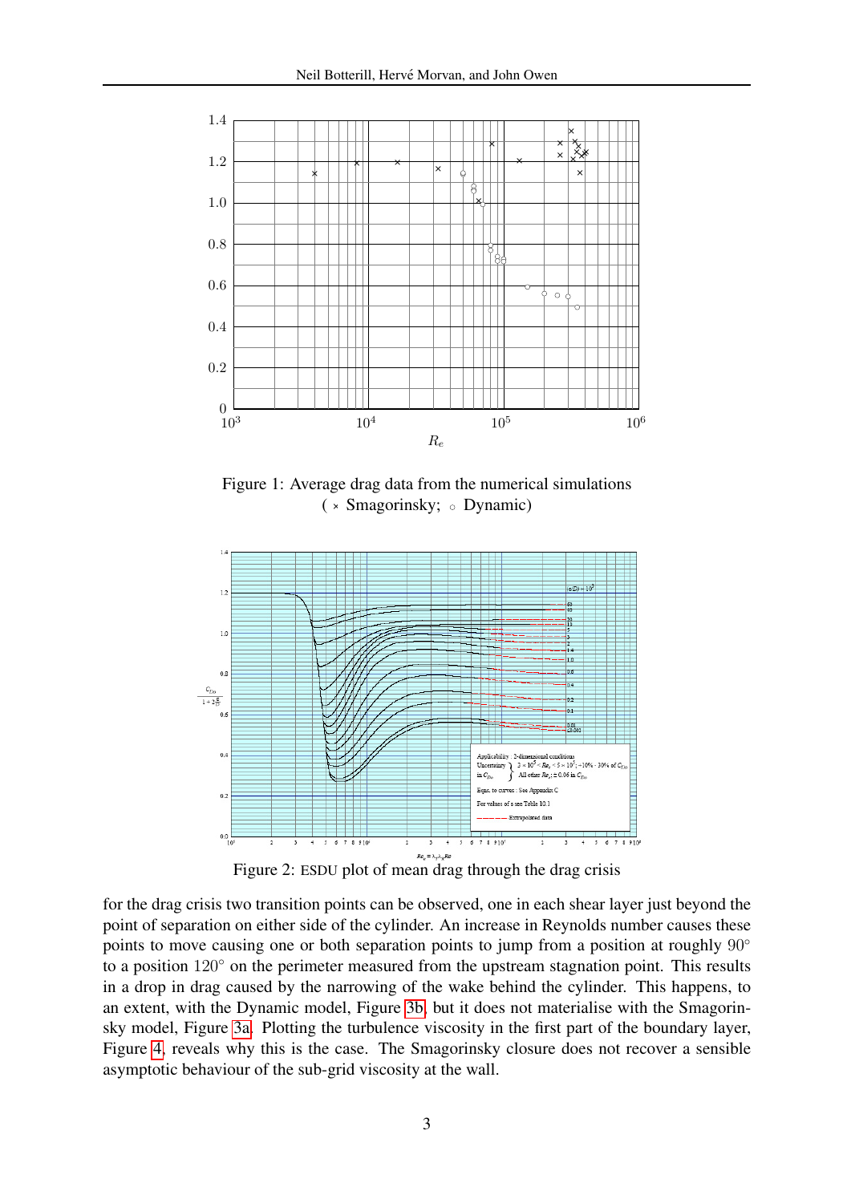Figure 1: Average drag data from the numerical simulations
( × Smagorinsky; ◦ Dynamic)

Figure 2: ESDU plot of mean drag through the drag crisis

for the drag crisis two transition points can be observed, one in each shear layer just beyond the point of separation on either side of the cylinder. An increase in Reynolds number causes these points to move causing one or both separation points to jump from a position at roughly $90^\circ$ to a position $120^\circ$ on the perimeter measured from the upstream stagnation point. This results in a drop in drag caused by the narrowing of the wake behind the cylinder. This happens, to an extent, with the Dynamic model, Figure 3b, but it does not materialise with the Smagorinsky model, Figure 3a. Plotting the turbulence viscosity in the first part of the boundary layer, Figure 4, reveals why this is the case. The Smagorinsky closure does not recover a sensible asymptotic behaviour of the sub-grid viscosity at the wall.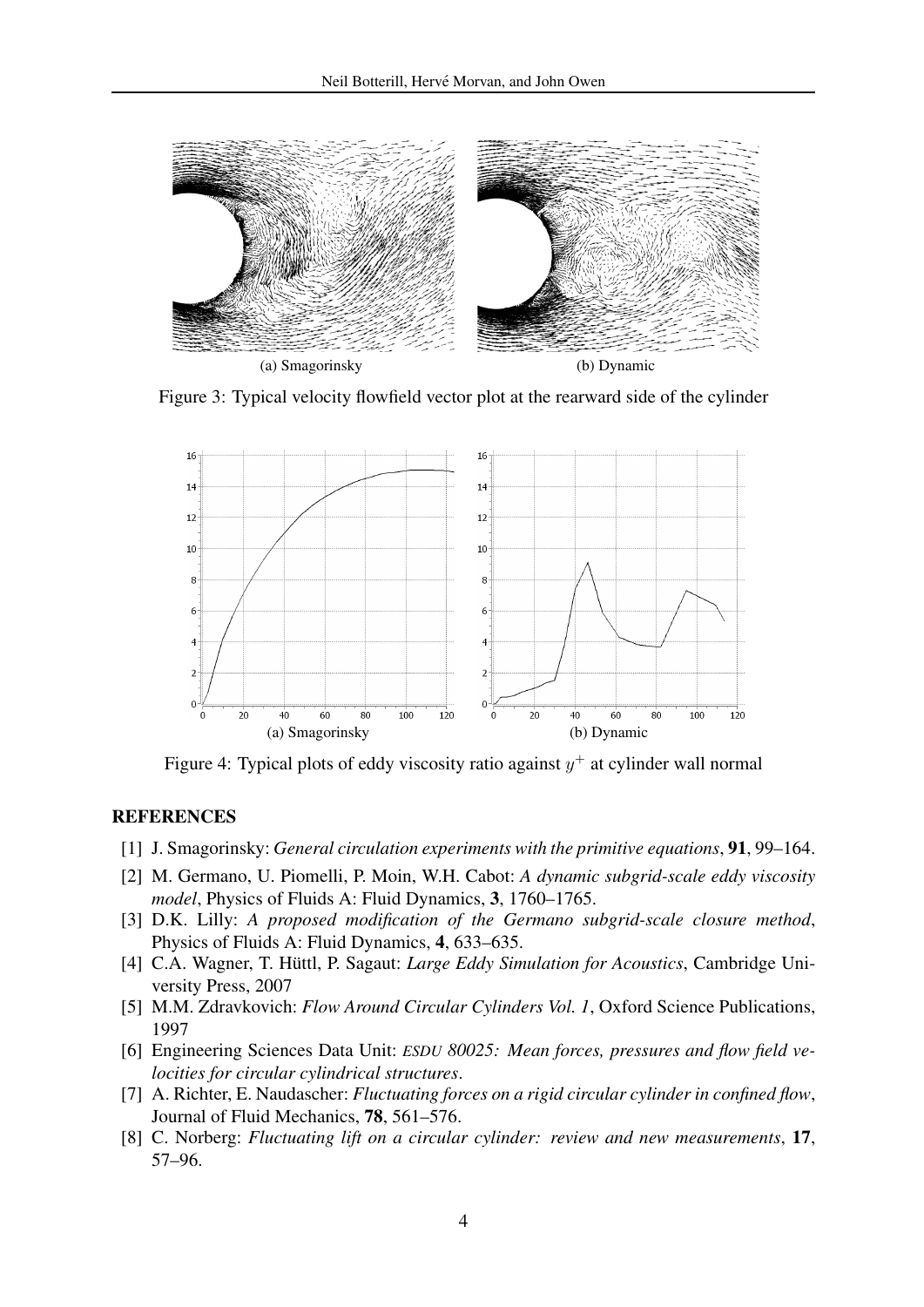(a) Smagorinsky

(b) Dynamic

Figure 3: Typical velocity flowfield vector plot at the rearward side of the cylinder

16
14
12
10
8
6
4
2
0
0 20 40 60 80 100 120

(a) Smagorinsky

16
14
12
10
8
6
4
2
0
0 20 40 60 80 100 120

(b) Dynamic

Figure 4: Typical plots of eddy viscosity ratio against $y^+$ at cylinder wall normal

## REFERENCES

[1] J. Smagorinsky: *General circulation experiments with the primitive equations*, **91**, 99–164.

[2] M. Germano, U. Piomelli, P. Moin, W.H. Cabot: *A dynamic subgrid-scale eddy viscosity model*, Physics of Fluids A: Fluid Dynamics, **3**, 1760–1765.

[3] D.K. Lilly: *A proposed modification of the Germano subgrid-scale closure method*, Physics of Fluids A: Fluid Dynamics, **4**, 633–635.

[4] C.A. Wagner, T. Hüttl, P. Sagaut: *Large Eddy Simulation for Acoustics*, Cambridge University Press, 2007

[5] M.M. Zdravkovich: *Flow Around Circular Cylinders Vol. 1*, Oxford Science Publications, 1997

[6] Engineering Sciences Data Unit: *ESDU 80025: Mean forces, pressures and flow field velocities for circular cylindrical structures*.

[7] A. Richter, E. Naudascher: *Fluctuating forces on a rigid circular cylinder in confined flow*, Journal of Fluid Mechanics, **78**, 561–576.

[8] C. Norberg: *Fluctuating lift on a circular cylinder: review and new measurements*, **17**, 57–96.